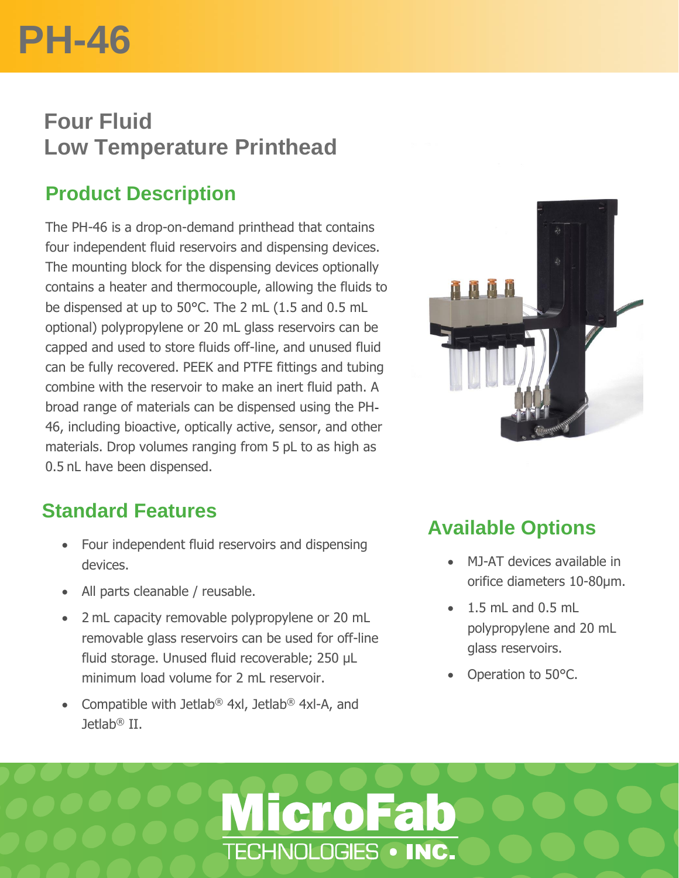# PH-46

## Four Fluid
## Low Temperature Printhead

## Product Description

The PH-46 is a drop-on-demand printhead that contains four independent fluid reservoirs and dispensing devices. The mounting block for the dispensing devices optionally contains a heater and thermocouple, allowing the fluids to be dispensed at up to 50°C. The 2 mL (1.5 and 0.5 mL optional) polypropylene or 20 mL glass reservoirs can be capped and used to store fluids off-line, and unused fluid can be fully recovered. PEEK and PTFE fittings and tubing combine with the reservoir to make an inert fluid path. A broad range of materials can be dispensed using the PH-46, including bioactive, optically active, sensor, and other materials. Drop volumes ranging from 5 pL to as high as 0.5 nL have been dispensed.

## Standard Features

- Four independent fluid reservoirs and dispensing devices.
- All parts cleanable / reusable.
- 2 mL capacity removable polypropylene or 20 mL removable glass reservoirs can be used for off-line fluid storage. Unused fluid recoverable; 250 µL minimum load volume for 2 mL reservoir.
- Compatible with Jetlab® 4xl, Jetlab® 4xl-A, and Jetlab® II.

## Available Options

- MJ-AT devices available in orifice diameters 10-80µm.
- 1.5 mL and 0.5 mL polypropylene and 20 mL glass reservoirs.
- Operation to 50°C.

MicroFab TECHNOLOGIES • INC.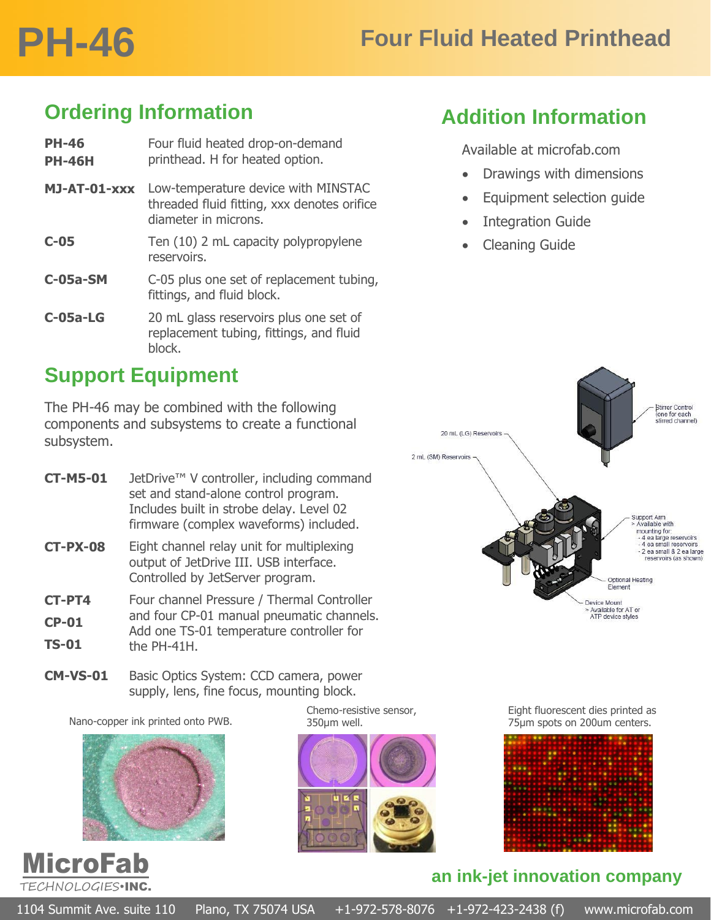# PH-46 Four Fluid Heated Printhead

## Ordering Information

| | |
|---|---|
| **PH-46** **PH-46H** | Four fluid heated drop-on-demand printhead. H for heated option. |
| **MJ-AT-01-xxx** | Low-temperature device with MINSTAC threaded fluid fitting, xxx denotes orifice diameter in microns. |
| **C-05** | Ten (10) 2 mL capacity polypropylene reservoirs. |
| **C-05a-SM** | C-05 plus one set of replacement tubing, fittings, and fluid block. |
| **C-05a-LG** | 20 mL glass reservoirs plus one set of replacement tubing, fittings, and fluid block. |

## Support Equipment

The PH-46 may be combined with the following components and subsystems to create a functional subsystem.

| | |
|---|---|
| **CT-M5-01** | JetDrive™ V controller, including command set and stand-alone control program. Includes built in strobe delay. Level 02 firmware (complex waveforms) included. |
| **CT-PX-08** | Eight channel relay unit for multiplexing output of JetDrive III. USB interface. Controlled by JetServer program. |
| **CT-PT4** **CP-01** **TS-01** | Four channel Pressure / Thermal Controller and four CP-01 manual pneumatic channels. Add one TS-01 temperature controller for the PH-41H. |
| **CM-VS-01** | Basic Optics System: CCD camera, power supply, lens, fine focus, mounting block. |

## Addition Information

Available at microfab.com

- Drawings with dimensions
- Equipment selection guide
- Integration Guide
- Cleaning Guide

Stirrer Control (one for each stirred channel)

20 mL (LG) Reservoirs

2 mL (SM) Reservoirs

Support Arm
> Available with mounting for:
- 4 ea large reservoirs
- 4 ea small reservoirs
- 2 ea small & 2 ea large reservoirs (as shown)

Optional Heating Element

Device Mount
> Available for AT or ATP device styles

Nano-copper ink printed onto PWB.

Chemo-resistive sensor, 350µm well.

Eight fluorescent dies printed as 75µm spots on 200um centers.

MicroFab TECHNOLOGIES•INC.

**an ink-jet innovation company**

1104 Summit Ave. suite 110 Plano, TX 75074 USA +1-972-578-8076 +1-972-423-2438 (f) www.microfab.com